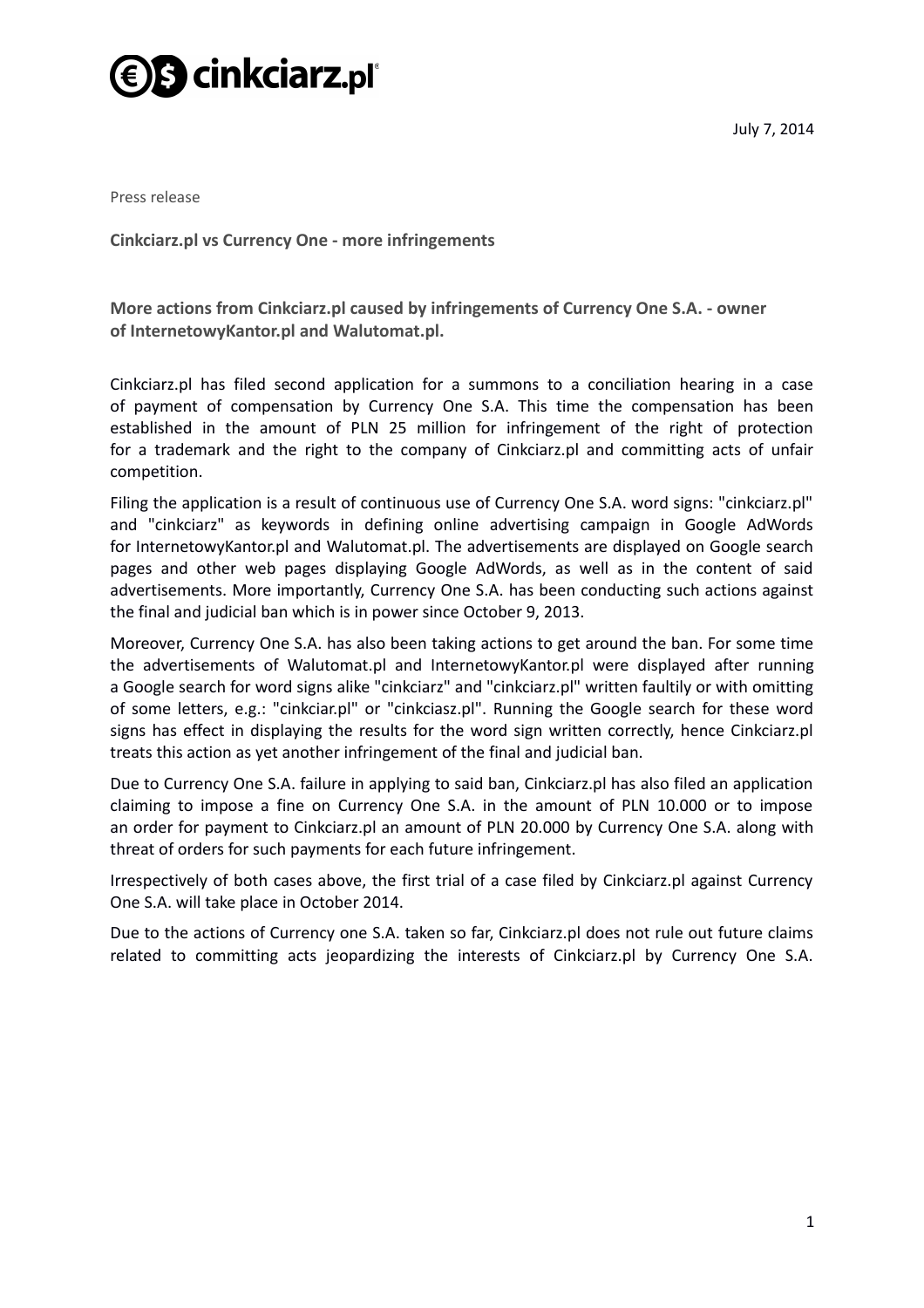July 7, 2014

Press release

**Cinkciarz.pl vs Currency One - more infringements**

**More actions from Cinkciarz.pl caused by infringements of Currency One S.A. - owner of InternetowyKantor.pl and Walutomat.pl.**

Cinkciarz.pl has filed second application for a summons to a conciliation hearing in a case of payment of compensation by Currency One S.A. This time the compensation has been established in the amount of PLN 25 million for infringement of the right of protection for a trademark and the right to the company of Cinkciarz.pl and committing acts of unfair competition.

Filing the application is a result of continuous use of Currency One S.A. word signs: "cinkciarz.pl" and "cinkciarz" as keywords in defining online advertising campaign in Google AdWords for InternetowyKantor.pl and Walutomat.pl. The advertisements are displayed on Google search pages and other web pages displaying Google AdWords, as well as in the content of said advertisements. More importantly, Currency One S.A. has been conducting such actions against the final and judicial ban which is in power since October 9, 2013.

Moreover, Currency One S.A. has also been taking actions to get around the ban. For some time the advertisements of Walutomat.pl and InternetowyKantor.pl were displayed after running a Google search for word signs alike "cinkciarz" and "cinkciarz.pl" written faultily or with omitting of some letters, e.g.: "cinkciar.pl" or "cinkciasz.pl". Running the Google search for these word signs has effect in displaying the results for the word sign written correctly, hence Cinkciarz.pl treats this action as yet another infringement of the final and judicial ban.

Due to Currency One S.A. failure in applying to said ban, Cinkciarz.pl has also filed an application claiming to impose a fine on Currency One S.A. in the amount of PLN 10.000 or to impose an order for payment to Cinkciarz.pl an amount of PLN 20.000 by Currency One S.A. along with threat of orders for such payments for each future infringement.

Irrespectively of both cases above, the first trial of a case filed by Cinkciarz.pl against Currency One S.A. will take place in October 2014.

Due to the actions of Currency one S.A. taken so far, Cinkciarz.pl does not rule out future claims related to committing acts jeopardizing the interests of Cinkciarz.pl by Currency One S.A.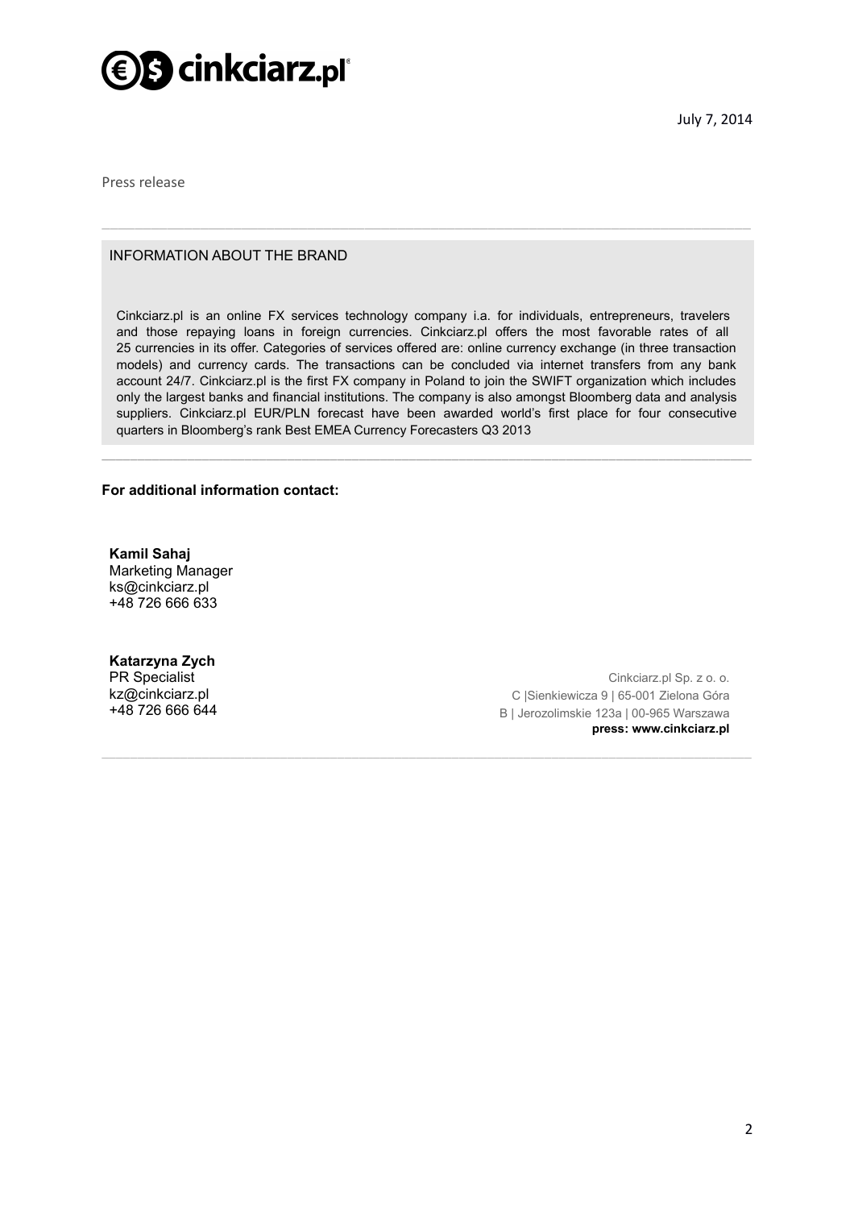July 7, 2014

Press release

## INFORMATION ABOUT THE BRAND

Cinkciarz.pl is an online FX services technology company i.a. for individuals, entrepreneurs, travelers and those repaying loans in foreign currencies. Cinkciarz.pl offers the most favorable rates of all 25 currencies in its offer. Categories of services offered are: online currency exchange (in three transaction models) and currency cards. The transactions can be concluded via internet transfers from any bank account 24/7. Cinkciarz.pl is the first FX company in Poland to join the SWIFT organization which includes only the largest banks and financial institutions. The company is also amongst Bloomberg data and analysis suppliers. Cinkciarz.pl EUR/PLN forecast have been awarded world's first place for four consecutive quarters in Bloomberg's rank Best EMEA Currency Forecasters Q3 2013

**For additional information contact:**

**Kamil Sahaj**
Marketing Manager
ks@cinkciarz.pl
+48 726 666 633

**Katarzyna Zych**
PR Specialist
kz@cinkciarz.pl
+48 726 666 644

Cinkciarz.pl Sp. z o. o.
C |Sienkiewicza 9 | 65-001 Zielona Góra
B | Jerozolimskie 123a | 00-965 Warszawa
**press: www.cinkciarz.pl**